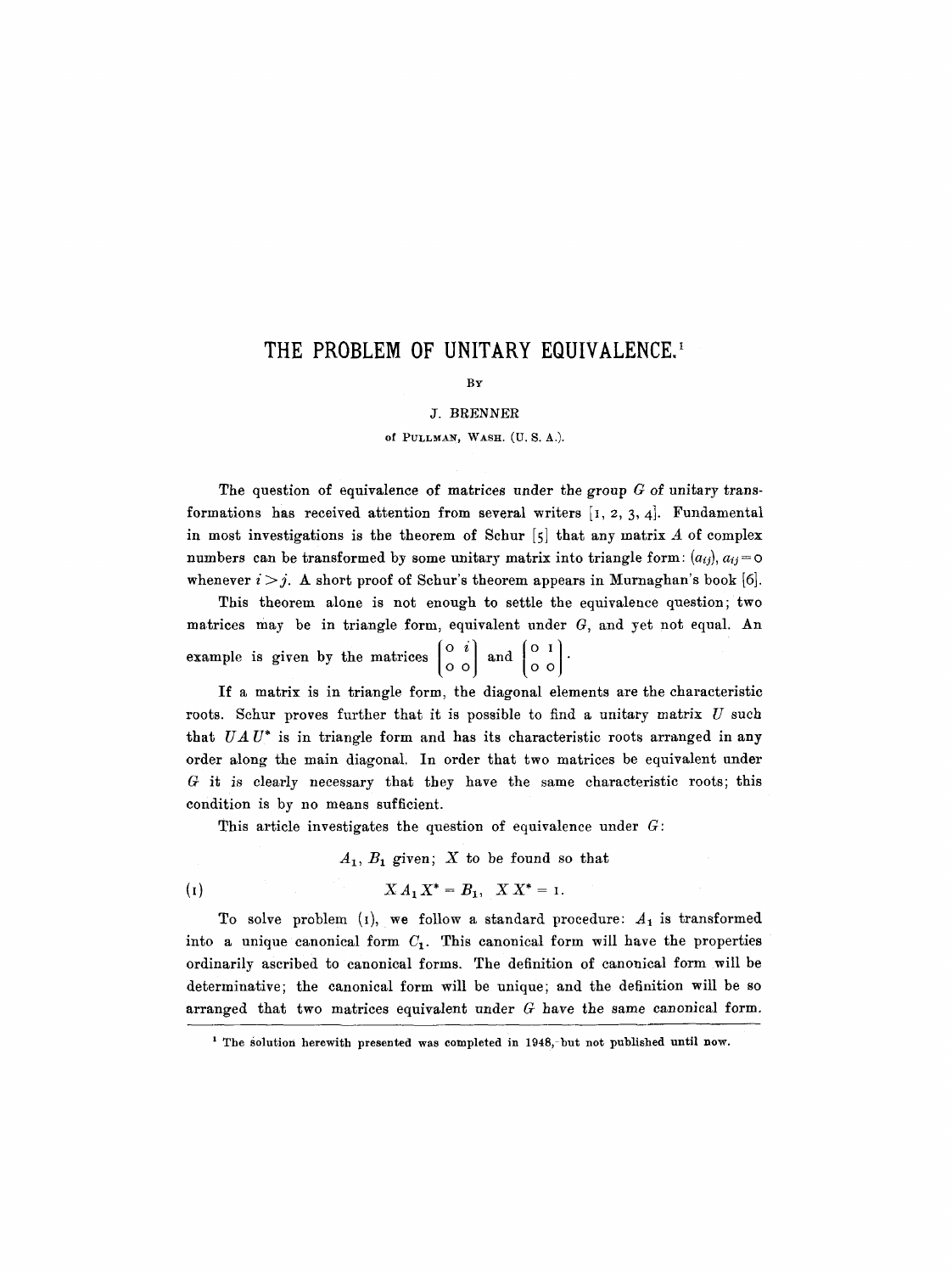# THE PROBLEM OF UNITARY EQUIVALENCE.[1]

BY

J. BRENNER

of PULLMAN, WASH. (U. S. A.).

The question of equivalence of matrices under the group $G$ of unitary transformations has received attention from several writers [1, 2, 3, 4]. Fundamental in most investigations is the theorem of Schur [5] that any matrix $A$ of complex numbers can be transformed by some unitary matrix into triangle form: $(a_{ij})$, $a_{ij} = 0$ whenever $i > j$. A short proof of Schur's theorem appears in Murnaghan's book [6].

This theorem alone is not enough to settle the equivalence question; two matrices may be in triangle form, equivalent under $G$, and yet not equal. An example is given by the matrices $\begin{pmatrix} 0 & i \\ 0 & 0 \end{pmatrix}$ and $\begin{pmatrix} 0 & 1 \\ 0 & 0 \end{pmatrix}$.

If a matrix is in triangle form, the diagonal elements are the characteristic roots. Schur proves further that it is possible to find a unitary matrix $U$ such that $U A U^*$ is in triangle form and has its characteristic roots arranged in any order along the main diagonal. In order that two matrices be equivalent under $G$ it is clearly necessary that they have the same characteristic roots; this condition is by no means sufficient.

This article investigates the question of equivalence under $G$:

$A_1$, $B_1$ given; $X$ to be found so that

$$X A_1 X^* = B_1, \quad X X^* = 1. \tag{1}$$

To solve problem (1), we follow a standard procedure: $A_1$ is transformed into a unique canonical form $C_1$. This canonical form will have the properties ordinarily ascribed to canonical forms. The definition of canonical form will be determinative; the canonical form will be unique; and the definition will be so arranged that two matrices equivalent under $G$ have the same canonical form.

[1] The solution herewith presented was completed in 1948, but not published until now.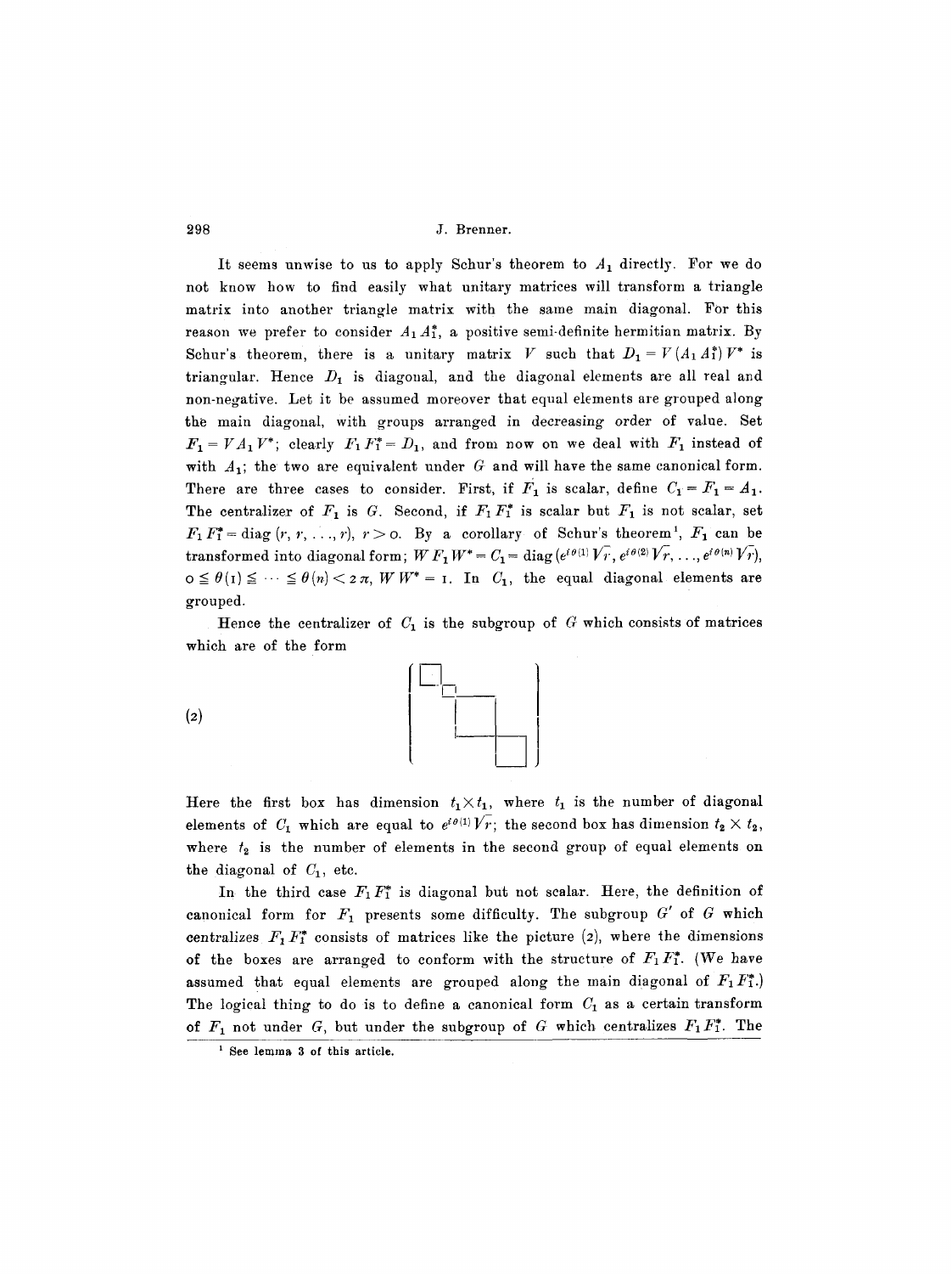It seems unwise to us to apply Schur's theorem to $A_1$ directly. For we do not know how to find easily what unitary matrices will transform a triangle matrix into another triangle matrix with the same main diagonal. For this reason we prefer to consider $A_1 A_1^*$, a positive semi-definite hermitian matrix. By Schur's theorem, there is a unitary matrix $V$ such that $D_1 = V(A_1 A_1^*) V^*$ is triangular. Hence $D_1$ is diagonal, and the diagonal elements are all real and non-negative. Let it be assumed moreover that equal elements are grouped along the main diagonal, with groups arranged in decreasing order of value. Set $F_1 = V A_1 V^*$; clearly $F_1 F_1^* = D_1$, and from now on we deal with $F_1$ instead of with $A_1$; the two are equivalent under $G$ and will have the same canonical form. There are three cases to consider. First, if $F_1$ is scalar, define $C_1 = F_1 = A_1$. The centralizer of $F_1$ is $G$. Second, if $F_1 F_1^*$ is scalar but $F_1$ is not scalar, set $F_1 F_1^* = \operatorname{diag}(r, r, \ldots, r)$, $r > 0$. By a corollary of Schur's theorem[1], $F_1$ can be transformed into diagonal form; $W F_1 W^* = C_1 = \operatorname{diag}(e^{i\theta(1)}\sqrt{r}, e^{i\theta(2)}\sqrt{r}, \ldots, e^{i\theta(n)}\sqrt{r})$, $0 \leqq \theta(1) \leqq \cdots \leqq \theta(n) < 2\pi$, $W W^* = 1$. In $C_1$, the equal diagonal elements are grouped.

Hence the centralizer of $C_1$ is the subgroup of $G$ which consists of matrices which are of the form

(2)

Here the first box has dimension $t_1 \times t_1$, where $t_1$ is the number of diagonal elements of $C_1$ which are equal to $e^{i\theta(1)}\sqrt{r}$; the second box has dimension $t_2 \times t_2$, where $t_2$ is the number of elements in the second group of equal elements on the diagonal of $C_1$, etc.

In the third case $F_1 F_1^*$ is diagonal but not scalar. Here, the definition of canonical form for $F_1$ presents some difficulty. The subgroup $G'$ of $G$ which centralizes $F_1 F_1^*$ consists of matrices like the picture (2), where the dimensions of the boxes are arranged to conform with the structure of $F_1 F_1^*$. (We have assumed that equal elements are grouped along the main diagonal of $F_1 F_1^*$.) The logical thing to do is to define a canonical form $C_1$ as a certain transform of $F_1$ not under $G$, but under the subgroup of $G$ which centralizes $F_1 F_1^*$. The

[1] See lemma 3 of this article.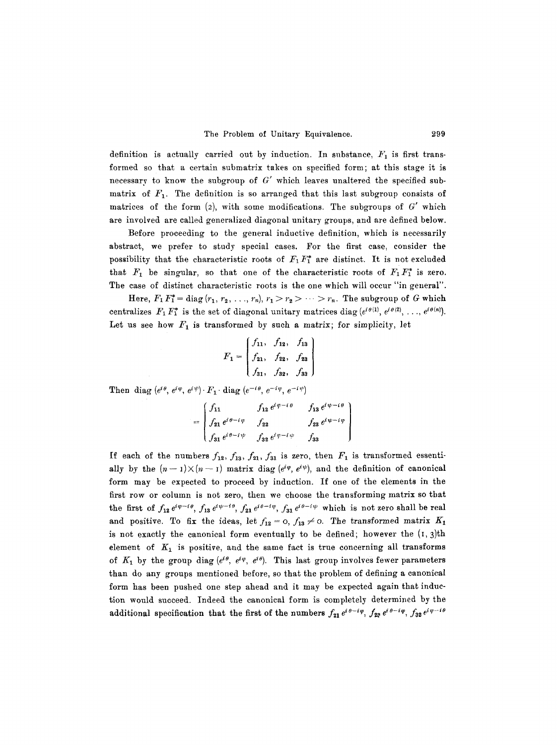definition is actually carried out by induction. In substance, $F_1$ is first transformed so that a certain submatrix takes on specified form; at this stage it is necessary to know the subgroup of $G'$ which leaves unaltered the specified submatrix of $F_1$. The definition is so arranged that this last subgroup consists of matrices of the form (2), with some modifications. The subgroups of $G'$ which are involved are called generalized diagonal unitary groups, and are defined below.

Before proceeding to the general inductive definition, which is necessarily abstract, we prefer to study special cases. For the first case, consider the possibility that the characteristic roots of $F_1 F_1^*$ are distinct. It is not excluded that $F_1$ be singular, so that one of the characteristic roots of $F_1 F_1^*$ is zero. The case of distinct characteristic roots is the one which will occur "in general".

Here, $F_1 F_1^* = \operatorname{diag}(r_1, r_2, \ldots, r_n)$, $r_1 > r_2 > \cdots > r_n$. The subgroup of $G$ which centralizes $F_1 F_1^*$ is the set of diagonal unitary matrices $\operatorname{diag}(e^{i\theta(1)}, e^{i\theta(2)}, \ldots, e^{i\theta(n)})$. Let us see how $F_1$ is transformed by such a matrix; for simplicity, let

$$F_1 = \begin{pmatrix} f_{11}, & f_{12}, & f_{13} \\ f_{21}, & f_{22}, & f_{23} \\ f_{31}, & f_{32}, & f_{33} \end{pmatrix}$$

Then $\operatorname{diag}(e^{i\theta}, e^{i\varphi}, e^{i\psi}) \cdot F_1 \cdot \operatorname{diag}(e^{-i\theta}, e^{-i\varphi}, e^{-i\psi})$

$$= \begin{pmatrix} f_{11} & f_{12}\, e^{i\varphi - i\theta} & f_{13}\, e^{i\psi - i\theta} \\ f_{21}\, e^{i\theta - i\varphi} & f_{22} & f_{23}\, e^{i\psi - i\varphi} \\ f_{31}\, e^{i\theta - i\psi} & f_{32}\, e^{i\varphi - i\psi} & f_{33} \end{pmatrix}$$

If each of the numbers $f_{12}, f_{13}, f_{21}, f_{31}$ is zero, then $F_1$ is transformed essentially by the $(n-1)\times(n-1)$ matrix $\operatorname{diag}(e^{i\varphi}, e^{i\psi})$, and the definition of canonical form may be expected to proceed by induction. If one of the elements in the first row or column is not zero, then we choose the transforming matrix so that the first of $f_{12}\, e^{i\varphi - i\theta}$, $f_{13}\, e^{i\psi - i\theta}$, $f_{21}\, e^{i\theta - i\varphi}$, $f_{31}\, e^{i\theta - i\psi}$ which is not zero shall be real and positive. To fix the ideas, let $f_{12} = 0$, $f_{13} \neq 0$. The transformed matrix $K_1$ is not exactly the canonical form eventually to be defined; however the $(1, 3)$th element of $K_1$ is positive, and the same fact is true concerning all transforms of $K_1$ by the group $\operatorname{diag}(e^{i\theta}, e^{i\varphi}, e^{i\theta})$. This last group involves fewer parameters than do any groups mentioned before, so that the problem of defining a canonical form has been pushed one step ahead and it may be expected again that induction would succeed. Indeed the canonical form is completely determined by the additional specification that the first of the numbers $f_{21}\, e^{i\theta - i\varphi}$, $f_{23}\, e^{i\theta - i\varphi}$, $f_{32}\, e^{i\varphi - i\theta}$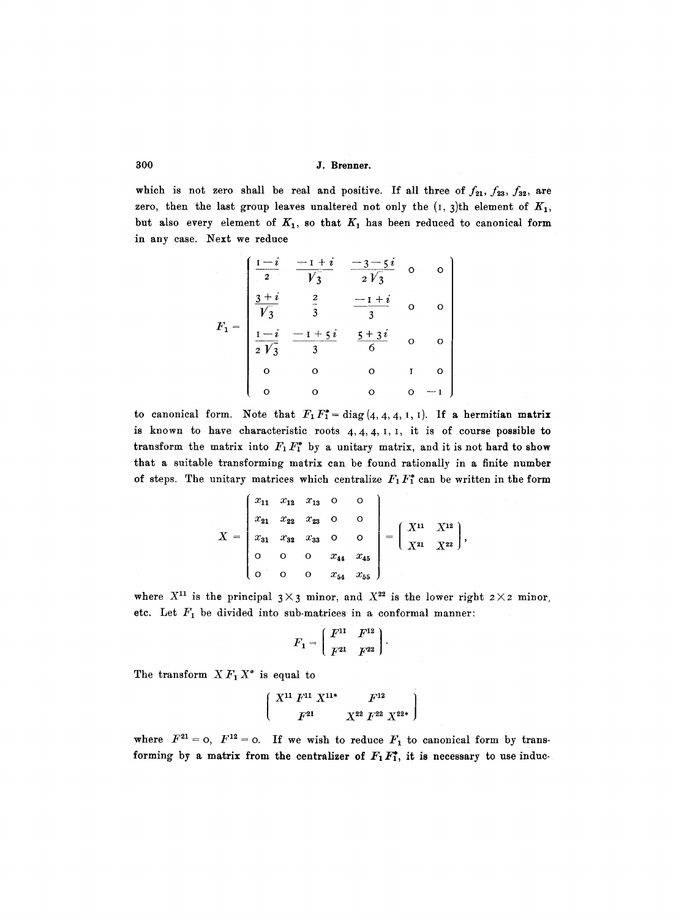which is not zero shall be real and positive. If all three of $f_{21}, f_{23}, f_{32}$, are zero, then the last group leaves unaltered not only the $(1, 3)$th element of $K_1$, but also every element of $K_1$, so that $K_1$ has been reduced to canonical form in any case. Next we reduce

$$F_1 = \begin{pmatrix} \frac{1-i}{2} & \frac{-1+i}{\sqrt{3}} & \frac{-3-5i}{2\sqrt{3}} & 0 & 0 \\ \frac{3+i}{\sqrt{3}} & \frac{2}{3} & \frac{-1+i}{3} & 0 & 0 \\ \frac{1-i}{2\sqrt{3}} & \frac{-1+5i}{3} & \frac{5+3i}{6} & 0 & 0 \\ 0 & 0 & 0 & 1 & 0 \\ 0 & 0 & 0 & 0 & -1 \end{pmatrix}$$

to canonical form. Note that $F_1 F_1^* = \operatorname{diag}(4, 4, 4, 1, 1)$. If a hermitian matrix is known to have characteristic roots $4, 4, 4, 1, 1$, it is of course possible to transform the matrix into $F_1 F_1^*$ by a unitary matrix, and it is not hard to show that a suitable transforming matrix can be found rationally in a finite number of steps. The unitary matrices which centralize $F_1 F_1^*$ can be written in the form

$$X = \begin{pmatrix} x_{11} & x_{12} & x_{13} & 0 & 0 \\ x_{21} & x_{22} & x_{23} & 0 & 0 \\ x_{31} & x_{32} & x_{33} & 0 & 0 \\ 0 & 0 & 0 & x_{44} & x_{45} \\ 0 & 0 & 0 & x_{54} & x_{55} \end{pmatrix} = \begin{pmatrix} X^{11} & X^{12} \\ X^{21} & X^{22} \end{pmatrix},$$

where $X^{11}$ is the principal $3 \times 3$ minor, and $X^{22}$ is the lower right $2 \times 2$ minor, etc. Let $F_1$ be divided into sub-matrices in a conformal manner:

$$F_1 = \begin{pmatrix} F^{11} & F^{12} \\ F^{21} & F^{22} \end{pmatrix}.$$

The transform $X F_1 X^*$ is equal to

$$\begin{pmatrix} X^{11} F^{11} X^{11*} & F^{12} \\ F^{21} & X^{22} F^{22} X^{22*} \end{pmatrix}$$

where $F^{21} = 0$, $F^{12} = 0$. If we wish to reduce $F_1$ to canonical form by transforming by a matrix from the centralizer of $F_1 F_1^*$, it is necessary to use induc-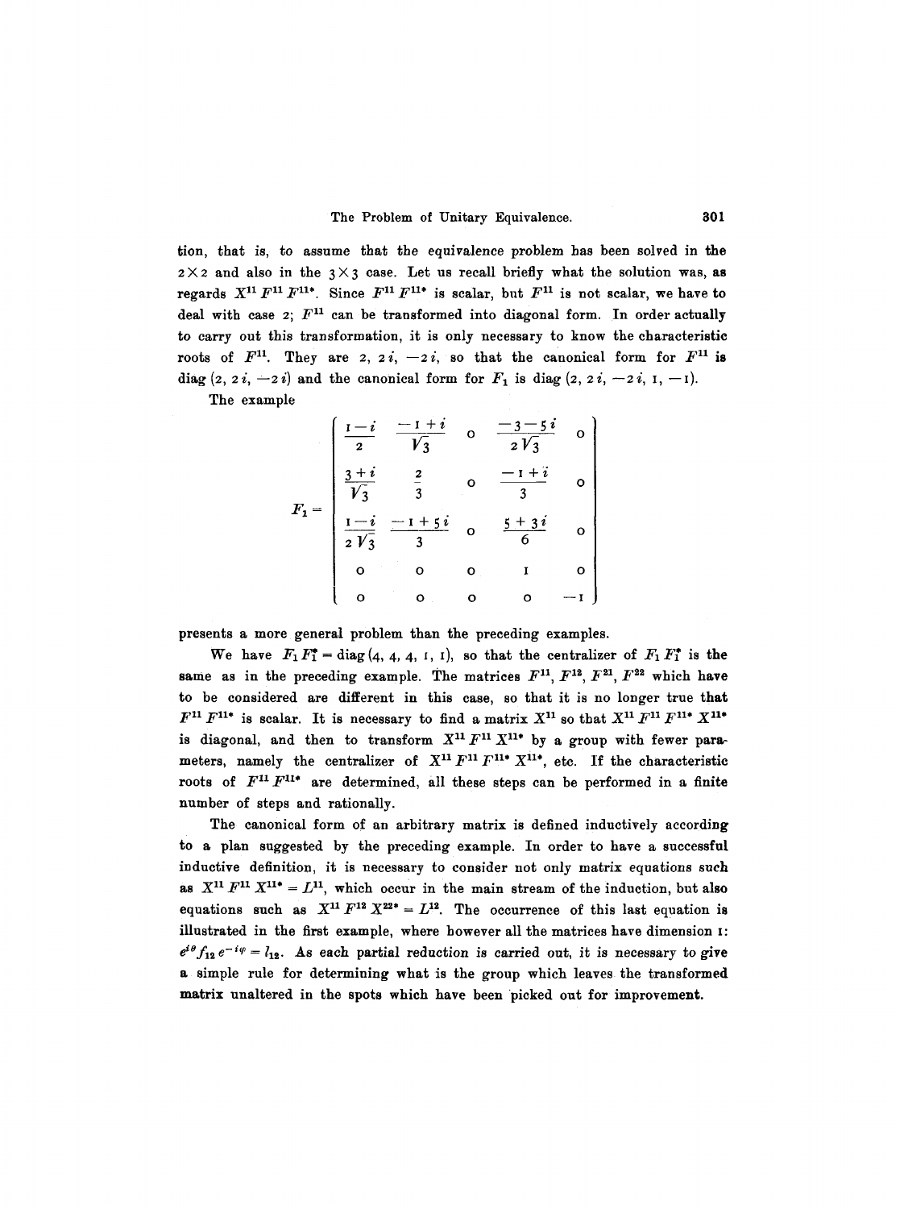tion, that is, to assume that the equivalence problem has been solved in the $2 \times 2$ and also in the $3 \times 3$ case. Let us recall briefly what the solution was, as regards $X^{11} F^{11} F^{11*}$. Since $F^{11} F^{11*}$ is scalar, but $F^{11}$ is not scalar, we have to deal with case 2; $F^{11}$ can be transformed into diagonal form. In order actually to carry out this transformation, it is only necessary to know the characteristic roots of $F^{11}$. They are $2, 2i, -2i$, so that the canonical form for $F^{11}$ is $\operatorname{diag}(2, 2i, -2i)$ and the canonical form for $F_1$ is $\operatorname{diag}(2, 2i, -2i, 1, -1)$.

The example

$$F_1 = \begin{pmatrix} \frac{1-i}{2} & \frac{-1+i}{\sqrt{3}} & 0 & \frac{-3-5i}{2\sqrt{3}} & 0 \\ \frac{3+i}{\sqrt{3}} & \frac{2}{3} & 0 & \frac{-1+i}{3} & 0 \\ \frac{1-i}{2\sqrt{3}} & \frac{-1+5i}{3} & 0 & \frac{5+3i}{6} & 0 \\ 0 & 0 & 0 & 1 & 0 \\ 0 & 0 & 0 & 0 & -1 \end{pmatrix}$$

presents a more general problem than the preceding examples.

We have $F_1 F_1^* = \operatorname{diag}(4, 4, 4, 1, 1)$, so that the centralizer of $F_1 F_1^*$ is the same as in the preceding example. The matrices $F^{11}, F^{12}, F^{21}, F^{22}$ which have to be considered are different in this case, so that it is no longer true that $F^{11} F^{11*}$ is scalar. It is necessary to find a matrix $X^{11}$ so that $X^{11} F^{11} F^{11*} X^{11*}$ is diagonal, and then to transform $X^{11} F^{11} X^{11*}$ by a group with fewer parameters, namely the centralizer of $X^{11} F^{11} F^{11*} X^{11*}$, etc. If the characteristic roots of $F^{11} F^{11*}$ are determined, all these steps can be performed in a finite number of steps and rationally.

The canonical form of an arbitrary matrix is defined inductively according to a plan suggested by the preceding example. In order to have a successful inductive definition, it is necessary to consider not only matrix equations such as $X^{11} F^{11} X^{11*} = L^{11}$, which occur in the main stream of the induction, but also equations such as $X^{11} F^{12} X^{22*} = L^{12}$. The occurrence of this last equation is illustrated in the first example, where however all the matrices have dimension 1: $e^{i\theta} f_{12} e^{-i\varphi} = l_{12}$. As each partial reduction is carried out, it is necessary to give a simple rule for determining what is the group which leaves the transformed matrix unaltered in the spots which have been picked out for improvement.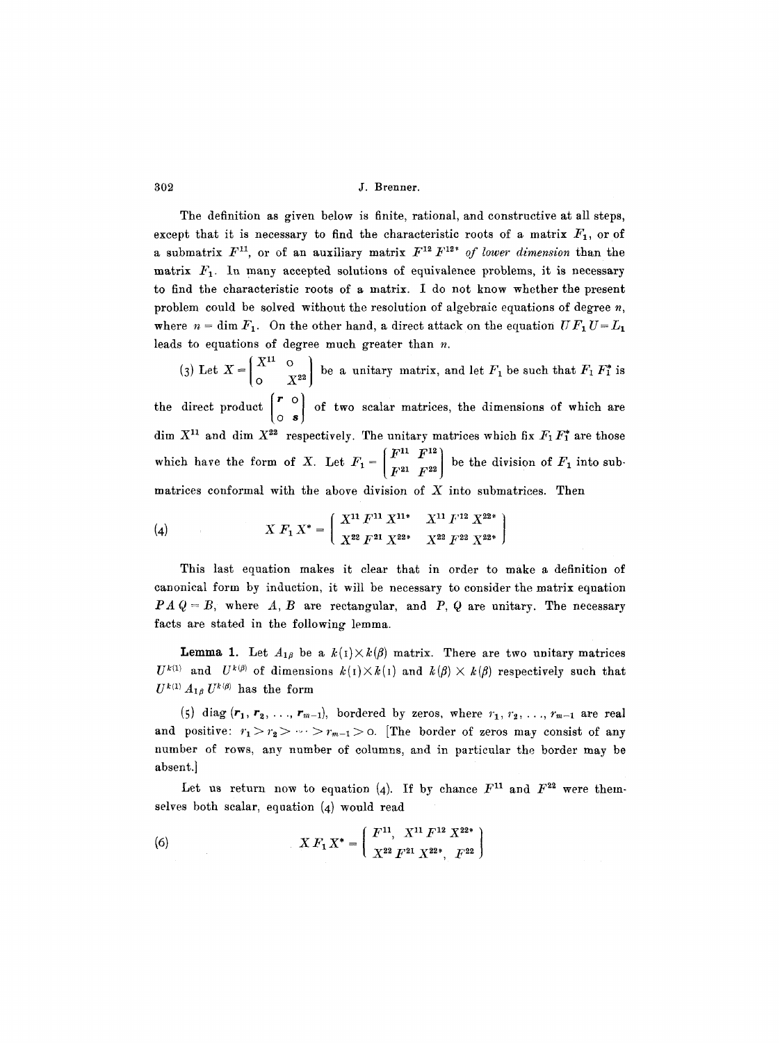The definition as given below is finite, rational, and constructive at all steps, except that it is necessary to find the characteristic roots of a matrix $F_1$, or of a submatrix $F^{11}$, or of an auxiliary matrix $F^{12} F^{12*}$ *of lower dimension* than the matrix $F_1$. In many accepted solutions of equivalence problems, it is necessary to find the characteristic roots of a matrix. I do not know whether the present problem could be solved without the resolution of algebraic equations of degree $n$, where $n = \dim F_1$. On the other hand, a direct attack on the equation $U F_1 U = L_1$ leads to equations of degree much greater than $n$.

(3) Let $X = \begin{pmatrix} X^{11} & 0 \\ 0 & X^{22} \end{pmatrix}$ be a unitary matrix, and let $F_1$ be such that $F_1 F_1^*$ is the direct product $\begin{pmatrix} r & 0 \\ 0 & s \end{pmatrix}$ of two scalar matrices, the dimensions of which are $\dim X^{11}$ and $\dim X^{22}$ respectively. The unitary matrices which fix $F_1 F_1^*$ are those which have the form of $X$. Let $F_1 = \begin{pmatrix} F^{11} & F^{12} \\ F^{21} & F^{22} \end{pmatrix}$ be the division of $F_1$ into submatrices conformal with the above division of $X$ into submatrices. Then

$$X F_1 X^* = \begin{pmatrix} X^{11} F^{11} X^{11*} & X^{11} F^{12} X^{22*} \\ X^{22} F^{21} X^{22*} & X^{22} F^{22} X^{22*} \end{pmatrix} \tag{4}$$

This last equation makes it clear that in order to make a definition of canonical form by induction, it will be necessary to consider the matrix equation $P A Q = B$, where $A$, $B$ are rectangular, and $P$, $Q$ are unitary. The necessary facts are stated in the following lemma.

**Lemma 1.** Let $A_{1\beta}$ be a $k(1) \times k(\beta)$ matrix. There are two unitary matrices $U^{k(1)}$ and $U^{k(\beta)}$ of dimensions $k(1) \times k(1)$ and $k(\beta) \times k(\beta)$ respectively such that $U^{k(1)} A_{1\beta} U^{k(\beta)}$ has the form

(5) $\operatorname{diag}(\boldsymbol{r}_1, \boldsymbol{r}_2, \ldots, \boldsymbol{r}_{m-1})$, bordered by zeros, where $r_1, r_2, \ldots, r_{m-1}$ are real and positive: $r_1 > r_2 > \cdots > r_{m-1} > 0$. [The border of zeros may consist of any number of rows, any number of columns, and in particular the border may be absent.]

Let us return now to equation (4). If by chance $F^{11}$ and $F^{22}$ were themselves both scalar, equation (4) would read

$$X F_1 X^* = \begin{pmatrix} F^{11}, & X^{11} F^{12} X^{22*} \\ X^{22} F^{21} X^{22*}, & F^{22} \end{pmatrix} \tag{6}$$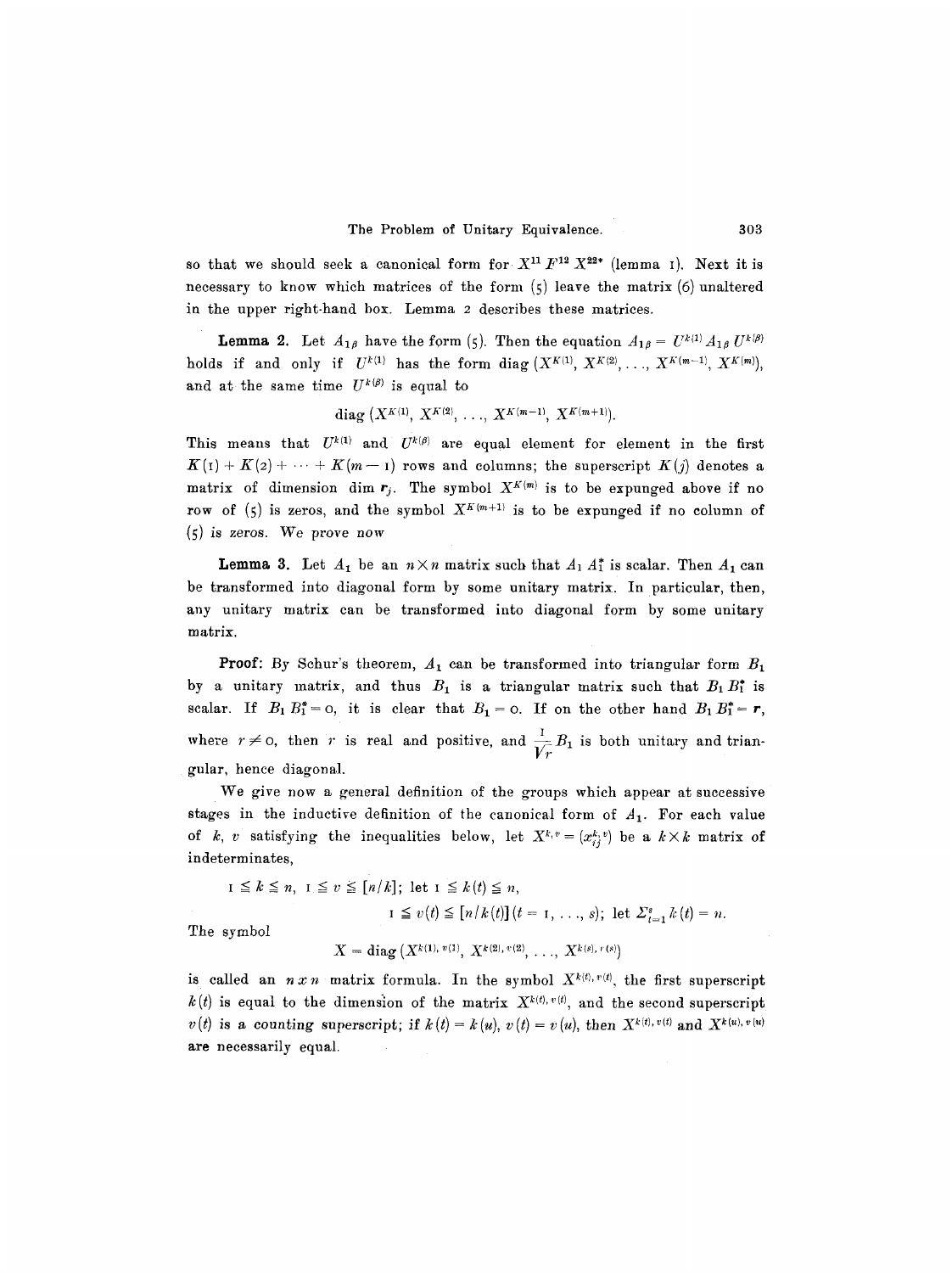so that we should seek a canonical form for $X^{11} F^{12} X^{22*}$ (lemma 1). Next it is necessary to know which matrices of the form (5) leave the matrix (6) unaltered in the upper right-hand box. Lemma 2 describes these matrices.

**Lemma 2.** Let $A_{1\beta}$ have the form (5). Then the equation $A_{1\beta} = U^{k(1)} A_{1\beta} U^{k(\beta)}$ holds if and only if $U^{k(1)}$ has the form $\operatorname{diag}(X^{K(1)}, X^{K(2)}, \ldots, X^{K(m-1)}, X^{K(m)})$, and at the same time $U^{k(\beta)}$ is equal to

$$\operatorname{diag}(X^{K(1)}, X^{K(2)}, \ldots, X^{K(m-1)}, X^{K(m+1)}).$$

This means that $U^{k(1)}$ and $U^{k(\beta)}$ are equal element for element in the first $K(1) + K(2) + \cdots + K(m-1)$ rows and columns; the superscript $K(j)$ denotes a matrix of dimension $\dim \boldsymbol{r}_j$. The symbol $X^{K(m)}$ is to be expunged above if no row of (5) is zeros, and the symbol $X^{K(m+1)}$ is to be expunged if no column of (5) is zeros. We prove now

**Lemma 3.** Let $A_1$ be an $n \times n$ matrix such that $A_1 A_1^*$ is scalar. Then $A_1$ can be transformed into diagonal form by some unitary matrix. In particular, then, any unitary matrix can be transformed into diagonal form by some unitary matrix.

**Proof:** By Schur's theorem, $A_1$ can be transformed into triangular form $B_1$ by a unitary matrix, and thus $B_1$ is a triangular matrix such that $B_1 B_1^*$ is scalar. If $B_1 B_1^* = 0$, it is clear that $B_1 = 0$. If on the other hand $B_1 B_1^* = \boldsymbol{r}$, where $r \neq 0$, then $r$ is real and positive, and $\frac{1}{\sqrt{r}} B_1$ is both unitary and triangular, hence diagonal.

We give now a general definition of the groups which appear at successive stages in the inductive definition of the canonical form of $A_1$. For each value of $k$, $v$ satisfying the inequalities below, let $X^{k,v} = (x_{ij}^{k,v})$ be a $k \times k$ matrix of indeterminates,

$$1 \leqq k \leqq n, \quad 1 \leqq v \leqq [n/k]; \text{ let } 1 \leqq k(t) \leqq n,$$
$$1 \leqq v(t) \leqq [n/k(t)] \, (t = 1, \ldots, s); \text{ let } \Sigma_{t=1}^{s} k(t) = n.$$

The symbol

$$X = \operatorname{diag}(X^{k(1), v(1)}, X^{k(2), v(2)}, \ldots, X^{k(s), v(s)})$$

is called an $n x n$ matrix formula. In the symbol $X^{k(t), v(t)}$, the first superscript $k(t)$ is equal to the dimension of the matrix $X^{k(t), v(t)}$, and the second superscript $v(t)$ is a counting superscript; if $k(t) = k(u)$, $v(t) = v(u)$, then $X^{k(t), v(t)}$ and $X^{k(u), v(u)}$ are necessarily equal.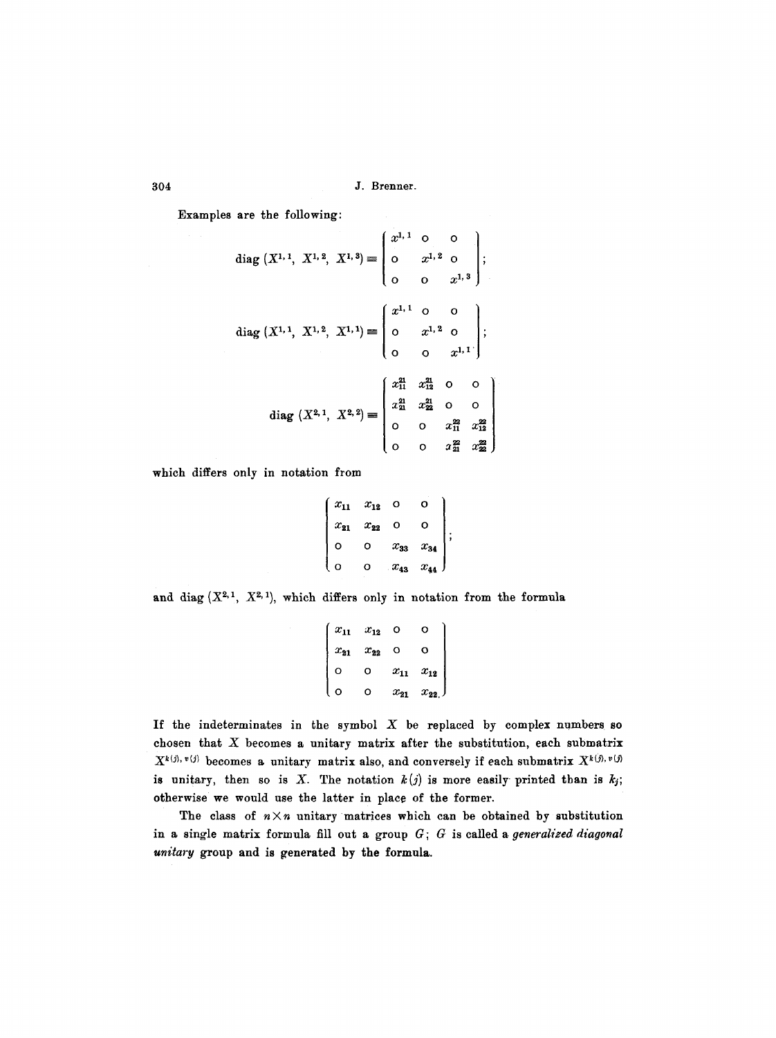Examples are the following:

$$\operatorname{diag}(X^{1,1},\ X^{1,2},\ X^{1,3}) \equiv \begin{pmatrix} x^{1,1} & 0 & 0 \\ 0 & x^{1,2} & 0 \\ 0 & 0 & x^{1,3} \end{pmatrix};$$

$$\operatorname{diag}(X^{1,1},\ X^{1,2},\ X^{1,1}) \equiv \begin{pmatrix} x^{1,1} & 0 & 0 \\ 0 & x^{1,2} & 0 \\ 0 & 0 & x^{1,1} \end{pmatrix};$$

$$\operatorname{diag}(X^{2,1},\ X^{2,2}) \equiv \begin{pmatrix} x_{11}^{21} & x_{12}^{21} & 0 & 0 \\ x_{21}^{21} & x_{22}^{21} & 0 & 0 \\ 0 & 0 & x_{11}^{22} & x_{12}^{22} \\ 0 & 0 & x_{21}^{22} & x_{22}^{22} \end{pmatrix}$$

which differs only in notation from

$$\begin{pmatrix} x_{11} & x_{12} & 0 & 0 \\ x_{21} & x_{22} & 0 & 0 \\ 0 & 0 & x_{33} & x_{34} \\ 0 & 0 & x_{43} & x_{44} \end{pmatrix};$$

and $\operatorname{diag}(X^{2,1},\ X^{2,1})$, which differs only in notation from the formula

$$\begin{pmatrix} x_{11} & x_{12} & 0 & 0 \\ x_{21} & x_{22} & 0 & 0 \\ 0 & 0 & x_{11} & x_{12} \\ 0 & 0 & x_{21} & x_{22}. \end{pmatrix}$$

If the indeterminates in the symbol $X$ be replaced by complex numbers so chosen that $X$ becomes a unitary matrix after the substitution, each submatrix $X^{k(j),\,v(j)}$ becomes a unitary matrix also, and conversely if each submatrix $X^{k(j),\,v(j)}$ is unitary, then so is $X$. The notation $k(j)$ is more easily printed than is $k_j$; otherwise we would use the latter in place of the former.

The class of $n \times n$ unitary matrices which can be obtained by substitution in a single matrix formula fill out a group $G$; $G$ is called a *generalized diagonal unitary* group and is generated by the formula.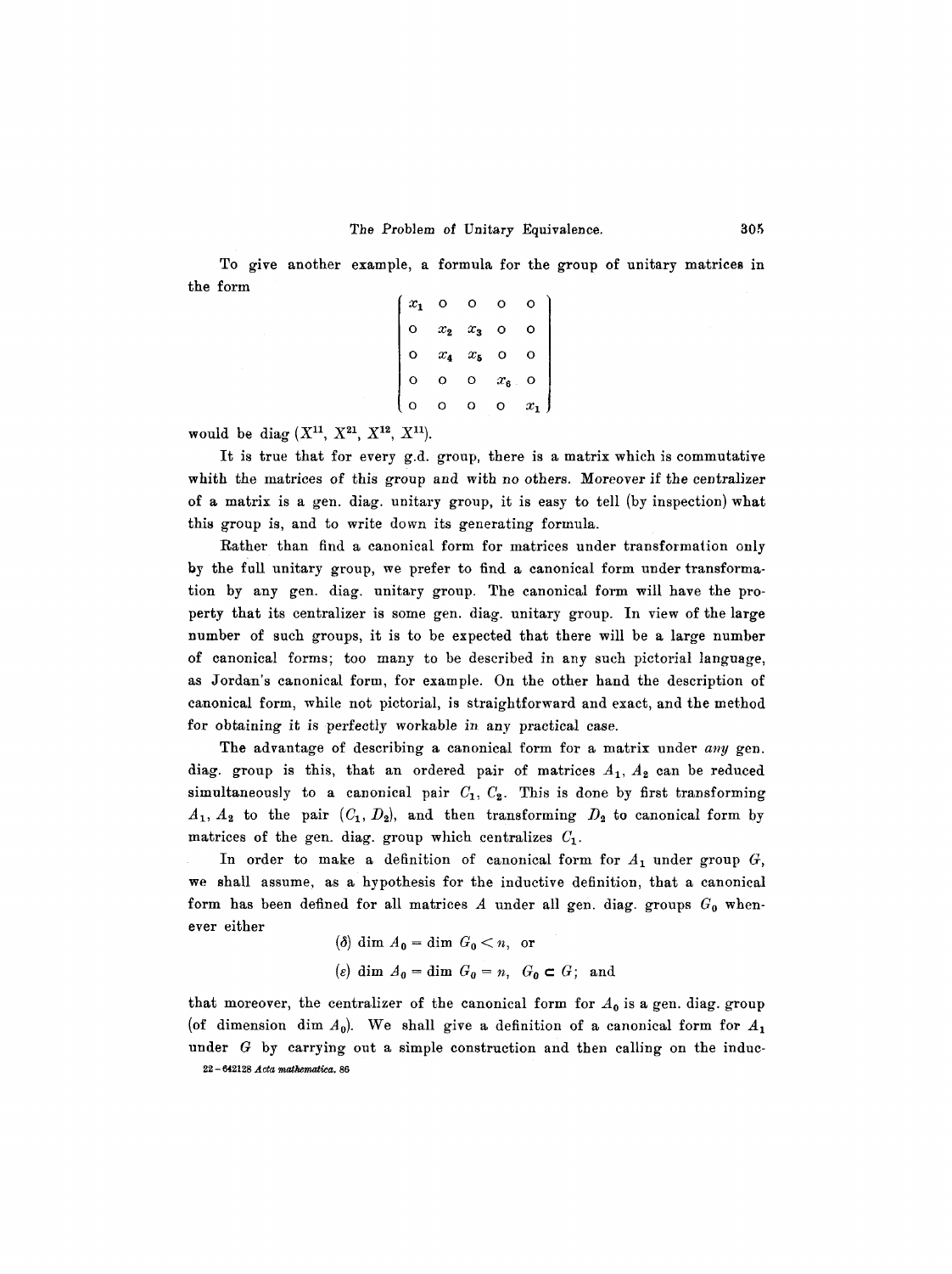To give another example, a formula for the group of unitary matrices in the form

$$\begin{pmatrix} x_1 & 0 & 0 & 0 & 0 \\ 0 & x_2 & x_3 & 0 & 0 \\ 0 & x_4 & x_5 & 0 & 0 \\ 0 & 0 & 0 & x_6 & 0 \\ 0 & 0 & 0 & 0 & x_1 \end{pmatrix}$$

would be diag $(X^{11}, X^{21}, X^{12}, X^{11})$.

It is true that for every g.d. group, there is a matrix which is commutative whith the matrices of this group and with no others. Moreover if the centralizer of a matrix is a gen. diag. unitary group, it is easy to tell (by inspection) what this group is, and to write down its generating formula.

Rather than find a canonical form for matrices under transformation only by the full unitary group, we prefer to find a canonical form under transformation by any gen. diag. unitary group. The canonical form will have the property that its centralizer is some gen. diag. unitary group. In view of the large number of such groups, it is to be expected that there will be a large number of canonical forms; too many to be described in any such pictorial language, as Jordan's canonical form, for example. On the other hand the description of canonical form, while not pictorial, is straightforward and exact, and the method for obtaining it is perfectly workable in any practical case.

The advantage of describing a canonical form for a matrix under *any* gen. diag. group is this, that an ordered pair of matrices $A_1, A_2$ can be reduced simultaneously to a canonical pair $C_1, C_2$. This is done by first transforming $A_1, A_2$ to the pair $(C_1, D_2)$, and then transforming $D_2$ to canonical form by matrices of the gen. diag. group which centralizes $C_1$.

In order to make a definition of canonical form for $A_1$ under group $G$, we shall assume, as a hypothesis for the inductive definition, that a canonical form has been defined for all matrices $A$ under all gen. diag. groups $G_0$ whenever either

$$(\delta) \dim A_0 = \dim G_0 < n, \text{ or}$$

$$(\varepsilon) \dim A_0 = \dim G_0 = n, \quad G_0 \subset G; \text{ and}$$

that moreover, the centralizer of the canonical form for $A_0$ is a gen. diag. group (of dimension $\dim A_0$). We shall give a definition of a canonical form for $A_1$ under $G$ by carrying out a simple construction and then calling on the induc-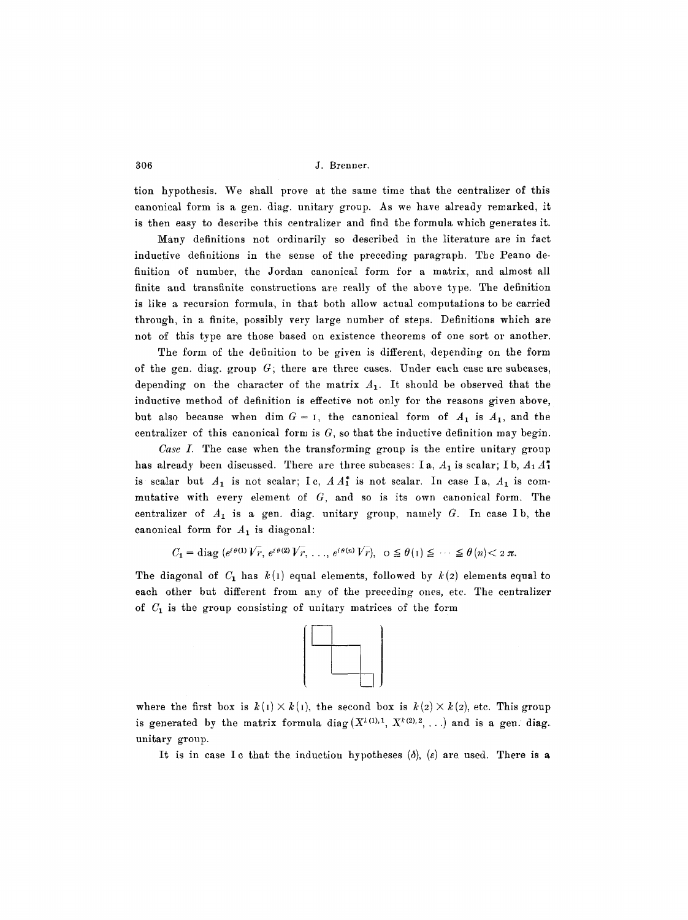tion hypothesis. We shall prove at the same time that the centralizer of this canonical form is a gen. diag. unitary group. As we have already remarked, it is then easy to describe this centralizer and find the formula which generates it.

Many definitions not ordinarily so described in the literature are in fact inductive definitions in the sense of the preceding paragraph. The Peano definition of number, the Jordan canonical form for a matrix, and almost all finite and transfinite constructions are really of the above type. The definition is like a recursion formula, in that both allow actual computations to be carried through, in a finite, possibly very large number of steps. Definitions which are not of this type are those based on existence theorems of one sort or another.

The form of the definition to be given is different, depending on the form of the gen. diag. group $G$; there are three cases. Under each case are subcases, depending on the character of the matrix $A_1$. It should be observed that the inductive method of definition is effective not only for the reasons given above, but also because when $\dim G = 1$, the canonical form of $A_1$ is $A_1$, and the centralizer of this canonical form is $G$, so that the inductive definition may begin.

*Case I.* The case when the transforming group is the entire unitary group has already been discussed. There are three subcases: I a, $A_1$ is scalar; I b, $A_1 A_1^*$ is scalar but $A_1$ is not scalar; I c, $A A_1^*$ is not scalar. In case I a, $A_1$ is commutative with every element of $G$, and so is its own canonical form. The centralizer of $A_1$ is a gen. diag. unitary group, namely $G$. In case I b, the canonical form for $A_1$ is diagonal:

$$C_1 = \operatorname{diag}\,(e^{i\theta(1)}\sqrt{r},\, e^{i\theta(2)}\sqrt{r},\, \ldots,\, e^{i\theta(n)}\sqrt{r}), \quad 0 \leqq \theta(1) \leqq \cdots \leqq \theta(n) < 2\pi.$$

The diagonal of $C_1$ has $k(1)$ equal elements, followed by $k(2)$ elements equal to each other but different from any of the preceding ones, etc. The centralizer of $C_1$ is the group consisting of unitary matrices of the form

[block diagonal matrix of boxes]

where the first box is $k(1) \times k(1)$, the second box is $k(2) \times k(2)$, etc. This group is generated by the matrix formula $\operatorname{diag}(X^{k(1),1}, X^{k(2),2}, \ldots)$ and is a gen. diag. unitary group.

It is in case I c that the induction hypotheses ($\delta$), ($\varepsilon$) are used. There is a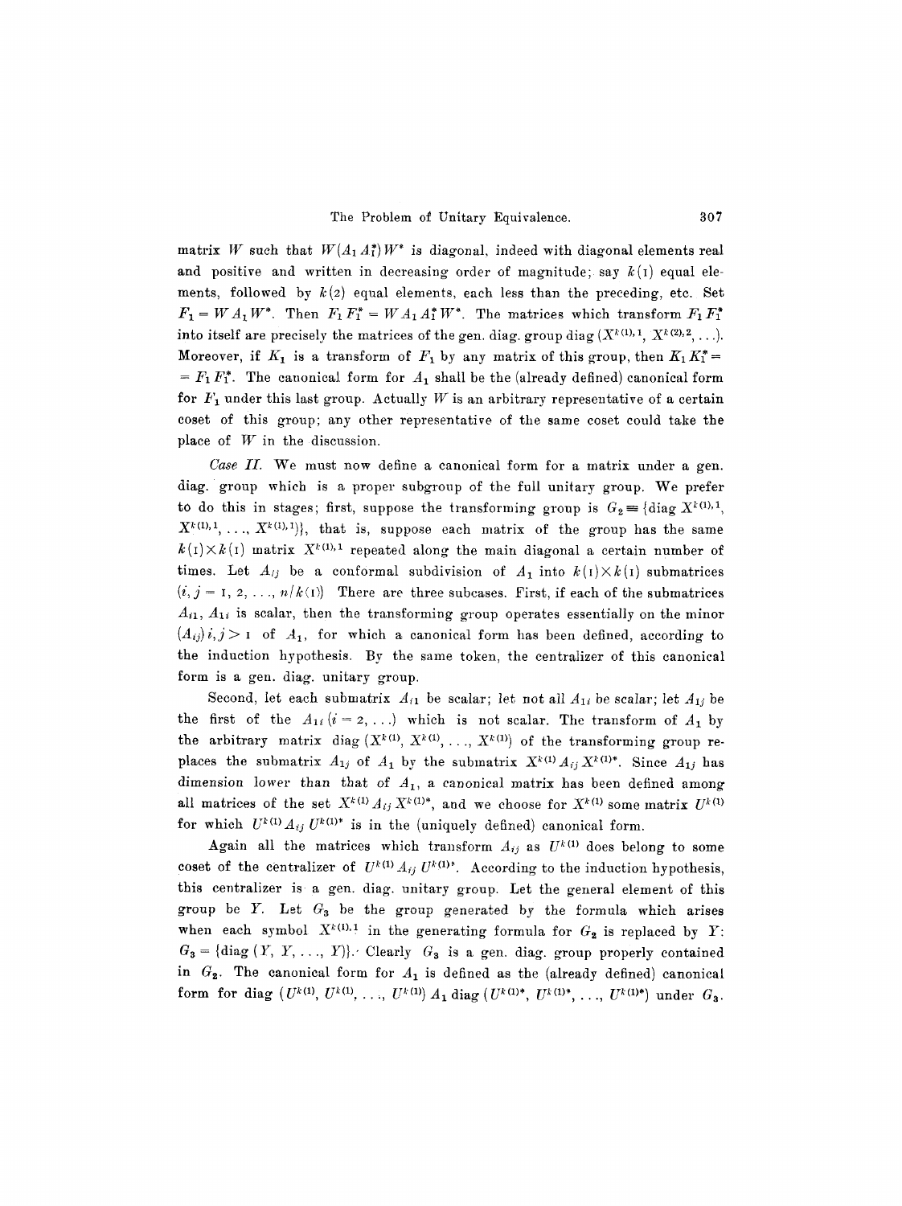matrix $W$ such that $W(A_1 A_1^*)W^*$ is diagonal, indeed with diagonal elements real and positive and written in decreasing order of magnitude; say $k(1)$ equal elements, followed by $k(2)$ equal elements, each less than the preceding, etc. Set $F_1 = W A_1 W^*$. Then $F_1 F_1^* = W A_1 A_1^* W^*$. The matrices which transform $F_1 F_1^*$ into itself are precisely the matrices of the gen. diag. group diag $(X^{k(1),1}, X^{k(2),2}, \ldots)$. Moreover, if $K_1$ is a transform of $F_1$ by any matrix of this group, then $K_1 K_1^* = F_1 F_1^*$. The canonical form for $A_1$ shall be the (already defined) canonical form for $F_1$ under this last group. Actually $W$ is an arbitrary representative of a certain coset of this group; any other representative of the same coset could take the place of $W$ in the discussion.

*Case II.* We must now define a canonical form for a matrix under a gen. diag. group which is a proper subgroup of the full unitary group. We prefer to do this in stages; first, suppose the transforming group is $G_2 \equiv \{\text{diag } X^{k(1),1}, X^{k(1),1}, \ldots, X^{k(1),1}\}$, that is, suppose each matrix of the group has the same $k(1) \times k(1)$ matrix $X^{k(1),1}$ repeated along the main diagonal a certain number of times. Let $A_{ij}$ be a conformal subdivision of $A_1$ into $k(1) \times k(1)$ submatrices $(i, j = 1, 2, \ldots, n/k(1))$ There are three subcases. First, if each of the submatrices $A_{i1}$, $A_{1i}$ is scalar, then the transforming group operates essentially on the minor $(A_{ij})\, i, j > 1$ of $A_1$, for which a canonical form has been defined, according to the induction hypothesis. By the same token, the centralizer of this canonical form is a gen. diag. unitary group.

Second, let each submatrix $A_{i1}$ be scalar; let not all $A_{1i}$ be scalar; let $A_{1j}$ be the first of the $A_{1i}$ $(i = 2, \ldots)$ which is not scalar. The transform of $A_1$ by the arbitrary matrix diag $(X^{k(1)}, X^{k(1)}, \ldots, X^{k(1)})$ of the transforming group replaces the submatrix $A_{1j}$ of $A_1$ by the submatrix $X^{k(1)} A_{ij} X^{k(1)*}$. Since $A_{1j}$ has dimension lower than that of $A_1$, a canonical matrix has been defined among all matrices of the set $X^{k(1)} A_{ij} X^{k(1)*}$, and we choose for $X^{k(1)}$ some matrix $U^{k(1)}$ for which $U^{k(1)} A_{ij} U^{k(1)*}$ is in the (uniquely defined) canonical form.

Again all the matrices which transform $A_{ij}$ as $U^{k(1)}$ does belong to some coset of the centralizer of $U^{k(1)} A_{ij} U^{k(1)*}$. According to the induction hypothesis, this centralizer is a gen. diag. unitary group. Let the general element of this group be $Y$. Let $G_3$ be the group generated by the formula which arises when each symbol $X^{k(1),1}$ in the generating formula for $G_2$ is replaced by $Y$: $G_3 = \{\text{diag } (Y, Y, \ldots, Y)\}$. Clearly $G_3$ is a gen. diag. group properly contained in $G_2$. The canonical form for $A_1$ is defined as the (already defined) canonical form for diag $(U^{k(1)}, U^{k(1)}, \ldots, U^{k(1)})\, A_1$ diag $(U^{k(1)*}, U^{k(1)*}, \ldots, U^{k(1)*})$ under $G_3$.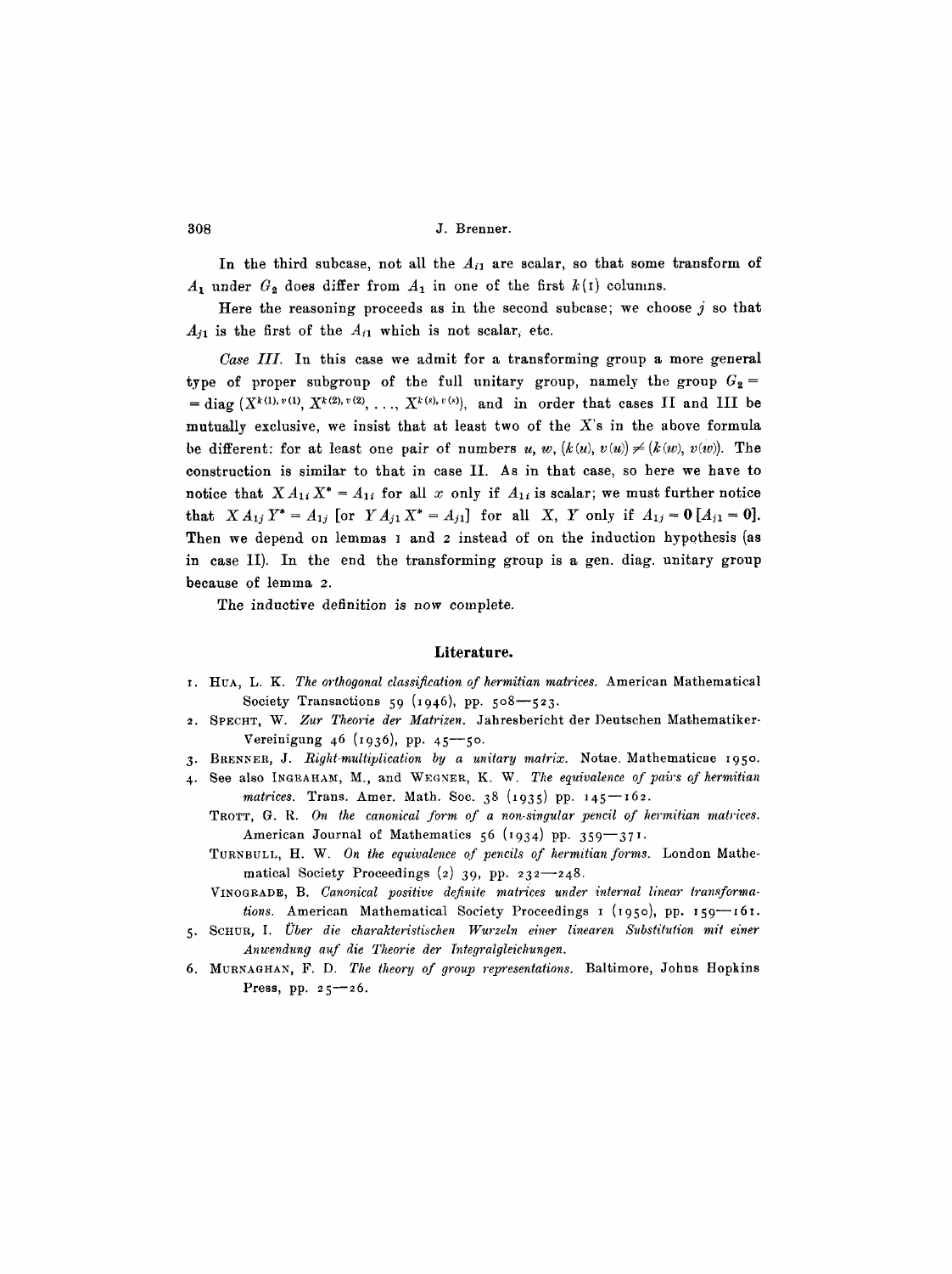In the third subcase, not all the $A_{i1}$ are scalar, so that some transform of $A_1$ under $G_2$ does differ from $A_1$ in one of the first $k(1)$ columns.

Here the reasoning proceeds as in the second subcase; we choose $j$ so that $A_{j1}$ is the first of the $A_{i1}$ which is not scalar, etc.

*Case III.* In this case we admit for a transforming group a more general type of proper subgroup of the full unitary group, namely the group $G_2 = \mathrm{diag}\,(X^{k(1),v(1)}, X^{k(2),v(2)}, \ldots, X^{k(s),v(s)})$, and in order that cases II and III be mutually exclusive, we insist that at least two of the $X$'s in the above formula be different: for at least one pair of numbers $u$, $w$, $(k(u), v(u)) \neq (k(w), v(w))$. The construction is similar to that in case II. As in that case, so here we have to notice that $X A_{1i} X^* = A_{1i}$ for all $x$ only if $A_{1i}$ is scalar; we must further notice that $X A_{1j} Y^* = A_{1j}$ [or $Y A_{j1} X^* = A_{j1}$] for all $X$, $Y$ only if $A_{1j} = \mathbf{0}$ [$A_{j1} = \mathbf{0}$]. Then we depend on lemmas 1 and 2 instead of on the induction hypothesis (as in case II). In the end the transforming group is a gen. diag. unitary group because of lemma 2.

The inductive definition is now complete.

## Literature.

1. HUA, L. K. *The orthogonal classification of hermitian matrices.* American Mathematical Society Transactions 59 (1946), pp. 508—523.
2. SPECHT, W. *Zur Theorie der Matrizen.* Jahresbericht der Deutschen Mathematiker-Vereinigung 46 (1936), pp. 45—50.
3. BRENNER, J. *Right-multiplication by a unitary matrix.* Notae. Mathematicae 1950.
4. See also INGRAHAM, M., and WEGNER, K. W. *The equivalence of pairs of hermitian matrices.* Trans. Amer. Math. Soc. 38 (1935) pp. 145—162.
   TROTT, G. R. *On the canonical form of a non-singular pencil of hermitian matrices.* American Journal of Mathematics 56 (1934) pp. 359—371.
   TURNBULL, H. W. *On the equivalence of pencils of hermitian forms.* London Mathematical Society Proceedings (2) 39, pp. 232—248.
   VINOGRADE, B. *Canonical positive definite matrices under internal linear transformations.* American Mathematical Society Proceedings 1 (1950), pp. 159—161.
5. SCHUR, I. *Über die charakteristischen Wurzeln einer linearen Substitution mit einer Anwendung auf die Theorie der Integralgleichungen.*
6. MURNAGHAN, F. D. *The theory of group representations.* Baltimore, Johns Hopkins Press, pp. 25—26.